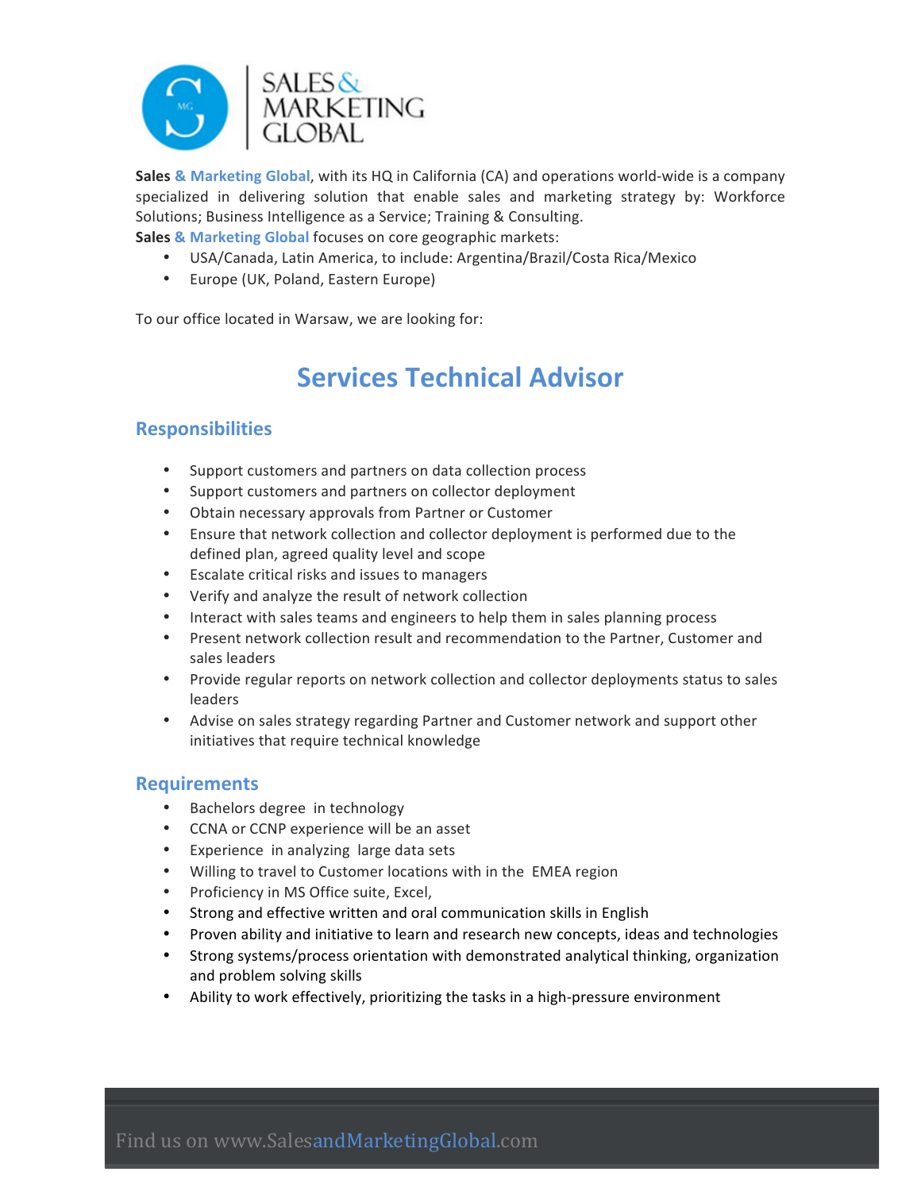**Sales & Marketing Global**, with its HQ in California (CA) and operations world-wide is a company specialized in delivering solution that enable sales and marketing strategy by: Workforce Solutions; Business Intelligence as a Service; Training & Consulting.

**Sales & Marketing Global** focuses on core geographic markets:

- USA/Canada, Latin America, to include: Argentina/Brazil/Costa Rica/Mexico
- Europe (UK, Poland, Eastern Europe)

To our office located in Warsaw, we are looking for:

# Services Technical Advisor

## Responsibilities

- Support customers and partners on data collection process
- Support customers and partners on collector deployment
- Obtain necessary approvals from Partner or Customer
- Ensure that network collection and collector deployment is performed due to the defined plan, agreed quality level and scope
- Escalate critical risks and issues to managers
- Verify and analyze the result of network collection
- Interact with sales teams and engineers to help them in sales planning process
- Present network collection result and recommendation to the Partner, Customer and sales leaders
- Provide regular reports on network collection and collector deployments status to sales leaders
- Advise on sales strategy regarding Partner and Customer network and support other initiatives that require technical knowledge

## Requirements

- Bachelors degree in technology
- CCNA or CCNP experience will be an asset
- Experience in analyzing large data sets
- Willing to travel to Customer locations with in the EMEA region
- Proficiency in MS Office suite, Excel,
- Strong and effective written and oral communication skills in English
- Proven ability and initiative to learn and research new concepts, ideas and technologies
- Strong systems/process orientation with demonstrated analytical thinking, organization and problem solving skills
- Ability to work effectively, prioritizing the tasks in a high-pressure environment

Find us on www.SalesandMarketingGlobal.com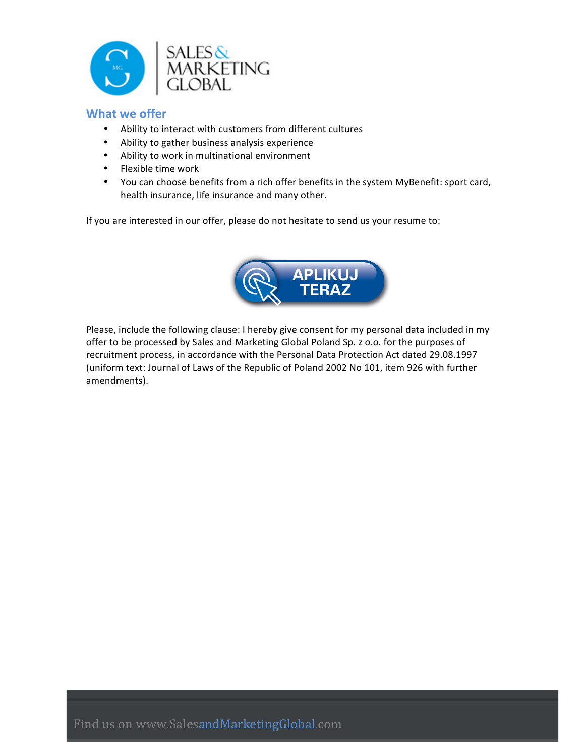## What we offer

- Ability to interact with customers from different cultures
- Ability to gather business analysis experience
- Ability to work in multinational environment
- Flexible time work
- You can choose benefits from a rich offer benefits in the system MyBenefit: sport card, health insurance, life insurance and many other.

If you are interested in our offer, please do not hesitate to send us your resume to:

APLIKUJ TERAZ

Please, include the following clause: I hereby give consent for my personal data included in my offer to be processed by Sales and Marketing Global Poland Sp. z o.o. for the purposes of recruitment process, in accordance with the Personal Data Protection Act dated 29.08.1997 (uniform text: Journal of Laws of the Republic of Poland 2002 No 101, item 926 with further amendments).